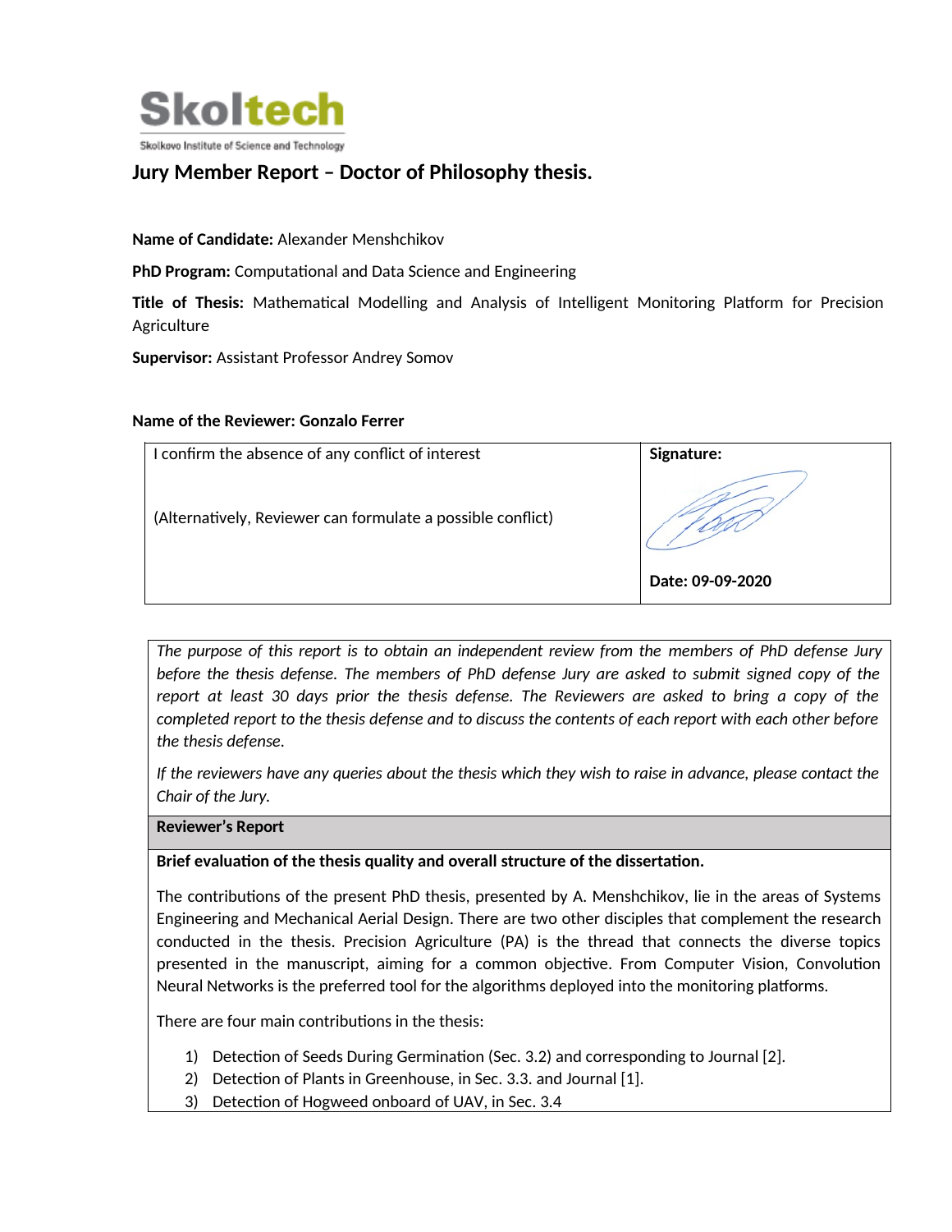**Skoltech**

Skolkovo Institute of Science and Technology

## Jury Member Report – Doctor of Philosophy thesis.

**Name of Candidate:** Alexander Menshchikov

**PhD Program:** Computational and Data Science and Engineering

**Title of Thesis:** Mathematical Modelling and Analysis of Intelligent Monitoring Platform for Precision Agriculture

**Supervisor:** Assistant Professor Andrey Somov

**Name of the Reviewer: Gonzalo Ferrer**

| I confirm the absence of any conflict of interest<br><br>(Alternatively, Reviewer can formulate a possible conflict) | **Signature:**<br><br>**Date: 09-09-2020** |
|---|---|

*The purpose of this report is to obtain an independent review from the members of PhD defense Jury before the thesis defense. The members of PhD defense Jury are asked to submit signed copy of the report at least 30 days prior the thesis defense. The Reviewers are asked to bring a copy of the completed report to the thesis defense and to discuss the contents of each report with each other before the thesis defense.*

*If the reviewers have any queries about the thesis which they wish to raise in advance, please contact the Chair of the Jury.*

**Reviewer's Report**

**Brief evaluation of the thesis quality and overall structure of the dissertation.**

The contributions of the present PhD thesis, presented by A. Menshchikov, lie in the areas of Systems Engineering and Mechanical Aerial Design. There are two other disciples that complement the research conducted in the thesis. Precision Agriculture (PA) is the thread that connects the diverse topics presented in the manuscript, aiming for a common objective. From Computer Vision, Convolution Neural Networks is the preferred tool for the algorithms deployed into the monitoring platforms.

There are four main contributions in the thesis:

1) Detection of Seeds During Germination (Sec. 3.2) and corresponding to Journal [2].
2) Detection of Plants in Greenhouse, in Sec. 3.3. and Journal [1].
3) Detection of Hogweed onboard of UAV, in Sec. 3.4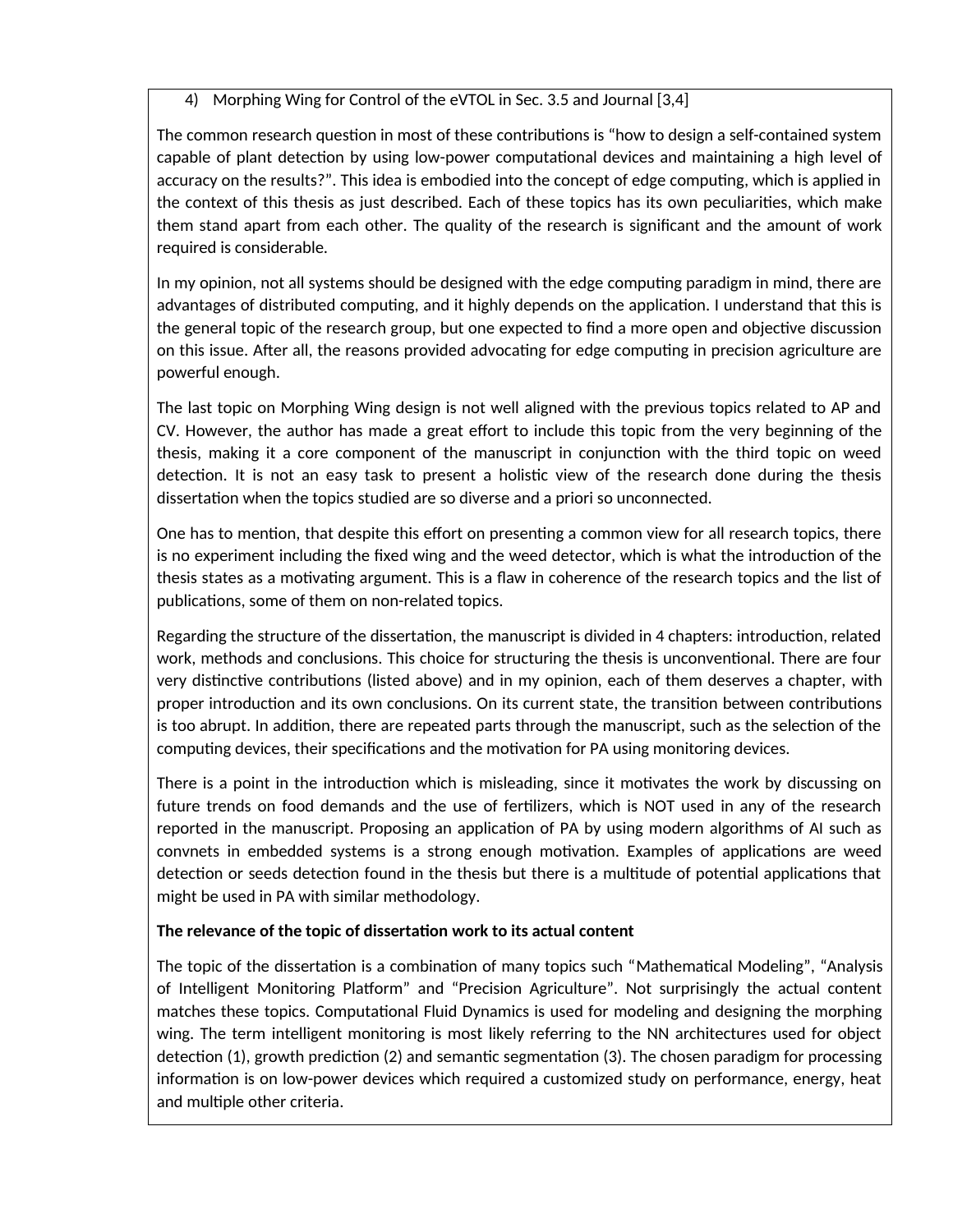4) Morphing Wing for Control of the eVTOL in Sec. 3.5 and Journal [3,4]

The common research question in most of these contributions is "how to design a self-contained system capable of plant detection by using low-power computational devices and maintaining a high level of accuracy on the results?". This idea is embodied into the concept of edge computing, which is applied in the context of this thesis as just described. Each of these topics has its own peculiarities, which make them stand apart from each other. The quality of the research is significant and the amount of work required is considerable.

In my opinion, not all systems should be designed with the edge computing paradigm in mind, there are advantages of distributed computing, and it highly depends on the application. I understand that this is the general topic of the research group, but one expected to find a more open and objective discussion on this issue. After all, the reasons provided advocating for edge computing in precision agriculture are powerful enough.

The last topic on Morphing Wing design is not well aligned with the previous topics related to AP and CV. However, the author has made a great effort to include this topic from the very beginning of the thesis, making it a core component of the manuscript in conjunction with the third topic on weed detection. It is not an easy task to present a holistic view of the research done during the thesis dissertation when the topics studied are so diverse and a priori so unconnected.

One has to mention, that despite this effort on presenting a common view for all research topics, there is no experiment including the fixed wing and the weed detector, which is what the introduction of the thesis states as a motivating argument. This is a flaw in coherence of the research topics and the list of publications, some of them on non-related topics.

Regarding the structure of the dissertation, the manuscript is divided in 4 chapters: introduction, related work, methods and conclusions. This choice for structuring the thesis is unconventional. There are four very distinctive contributions (listed above) and in my opinion, each of them deserves a chapter, with proper introduction and its own conclusions. On its current state, the transition between contributions is too abrupt. In addition, there are repeated parts through the manuscript, such as the selection of the computing devices, their specifications and the motivation for PA using monitoring devices.

There is a point in the introduction which is misleading, since it motivates the work by discussing on future trends on food demands and the use of fertilizers, which is NOT used in any of the research reported in the manuscript. Proposing an application of PA by using modern algorithms of AI such as convnets in embedded systems is a strong enough motivation. Examples of applications are weed detection or seeds detection found in the thesis but there is a multitude of potential applications that might be used in PA with similar methodology.

**The relevance of the topic of dissertation work to its actual content**

The topic of the dissertation is a combination of many topics such "Mathematical Modeling", "Analysis of Intelligent Monitoring Platform" and "Precision Agriculture". Not surprisingly the actual content matches these topics. Computational Fluid Dynamics is used for modeling and designing the morphing wing. The term intelligent monitoring is most likely referring to the NN architectures used for object detection (1), growth prediction (2) and semantic segmentation (3). The chosen paradigm for processing information is on low-power devices which required a customized study on performance, energy, heat and multiple other criteria.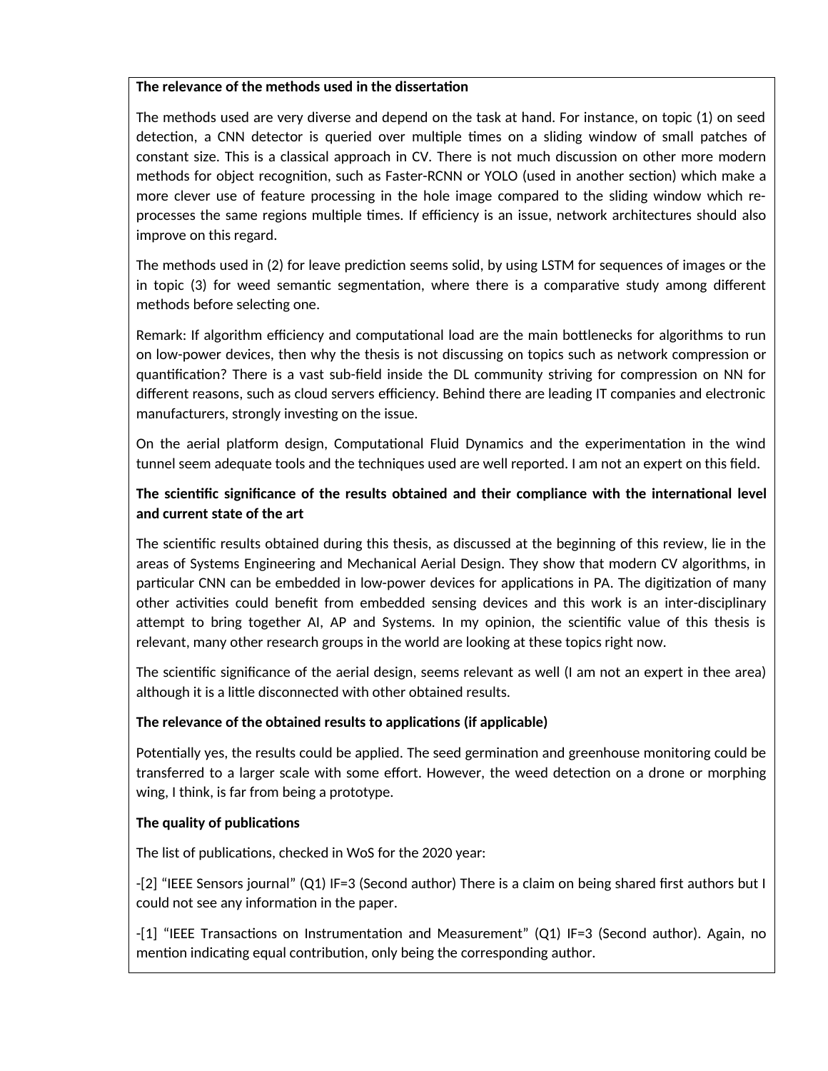**The relevance of the methods used in the dissertation**

The methods used are very diverse and depend on the task at hand. For instance, on topic (1) on seed detection, a CNN detector is queried over multiple times on a sliding window of small patches of constant size. This is a classical approach in CV. There is not much discussion on other more modern methods for object recognition, such as Faster-RCNN or YOLO (used in another section) which make a more clever use of feature processing in the hole image compared to the sliding window which re-processes the same regions multiple times. If efficiency is an issue, network architectures should also improve on this regard.

The methods used in (2) for leave prediction seems solid, by using LSTM for sequences of images or the in topic (3) for weed semantic segmentation, where there is a comparative study among different methods before selecting one.

Remark: If algorithm efficiency and computational load are the main bottlenecks for algorithms to run on low-power devices, then why the thesis is not discussing on topics such as network compression or quantification? There is a vast sub-field inside the DL community striving for compression on NN for different reasons, such as cloud servers efficiency. Behind there are leading IT companies and electronic manufacturers, strongly investing on the issue.

On the aerial platform design, Computational Fluid Dynamics and the experimentation in the wind tunnel seem adequate tools and the techniques used are well reported. I am not an expert on this field.

**The scientific significance of the results obtained and their compliance with the international level and current state of the art**

The scientific results obtained during this thesis, as discussed at the beginning of this review, lie in the areas of Systems Engineering and Mechanical Aerial Design. They show that modern CV algorithms, in particular CNN can be embedded in low-power devices for applications in PA. The digitization of many other activities could benefit from embedded sensing devices and this work is an inter-disciplinary attempt to bring together AI, AP and Systems. In my opinion, the scientific value of this thesis is relevant, many other research groups in the world are looking at these topics right now.

The scientific significance of the aerial design, seems relevant as well (I am not an expert in thee area) although it is a little disconnected with other obtained results.

**The relevance of the obtained results to applications (if applicable)**

Potentially yes, the results could be applied. The seed germination and greenhouse monitoring could be transferred to a larger scale with some effort. However, the weed detection on a drone or morphing wing, I think, is far from being a prototype.

**The quality of publications**

The list of publications, checked in WoS for the 2020 year:

-[2] "IEEE Sensors journal" (Q1) IF=3 (Second author) There is a claim on being shared first authors but I could not see any information in the paper.

-[1] "IEEE Transactions on Instrumentation and Measurement" (Q1) IF=3 (Second author). Again, no mention indicating equal contribution, only being the corresponding author.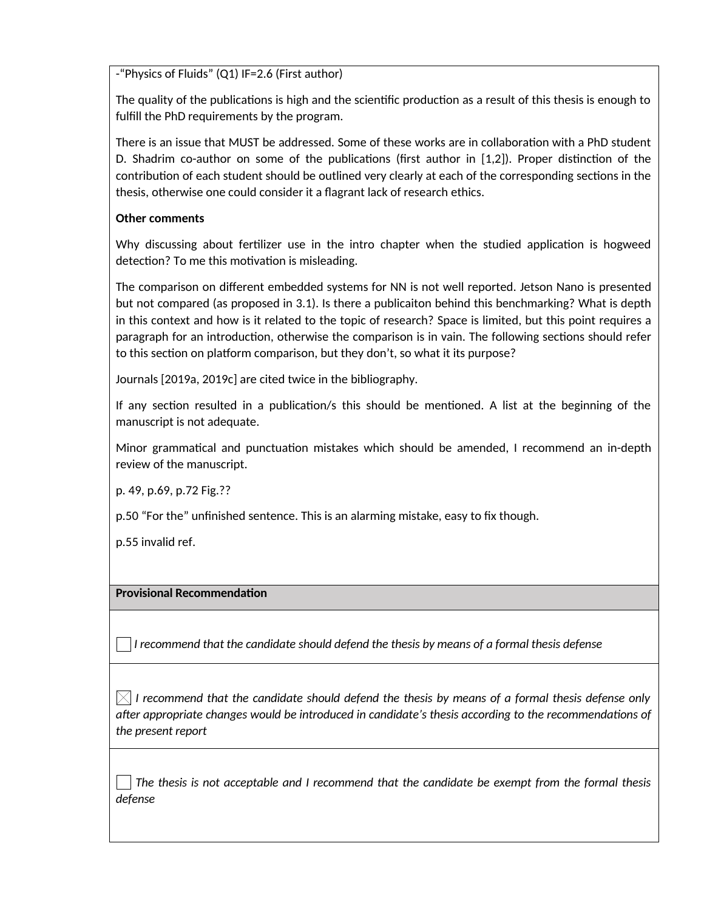-"Physics of Fluids" (Q1) IF=2.6 (First author)

The quality of the publications is high and the scientific production as a result of this thesis is enough to fulfill the PhD requirements by the program.

There is an issue that MUST be addressed. Some of these works are in collaboration with a PhD student D. Shadrim co-author on some of the publications (first author in [1,2]). Proper distinction of the contribution of each student should be outlined very clearly at each of the corresponding sections in the thesis, otherwise one could consider it a flagrant lack of research ethics.

**Other comments**

Why discussing about fertilizer use in the intro chapter when the studied application is hogweed detection? To me this motivation is misleading.

The comparison on different embedded systems for NN is not well reported. Jetson Nano is presented but not compared (as proposed in 3.1). Is there a publicaiton behind this benchmarking? What is depth in this context and how is it related to the topic of research? Space is limited, but this point requires a paragraph for an introduction, otherwise the comparison is in vain. The following sections should refer to this section on platform comparison, but they don't, so what it its purpose?

Journals [2019a, 2019c] are cited twice in the bibliography.

If any section resulted in a publication/s this should be mentioned. A list at the beginning of the manuscript is not adequate.

Minor grammatical and punctuation mistakes which should be amended, I recommend an in-depth review of the manuscript.

p. 49, p.69, p.72 Fig.??

p.50 "For the" unfinished sentence. This is an alarming mistake, easy to fix though.

p.55 invalid ref.

**Provisional Recommendation**

☐ *I recommend that the candidate should defend the thesis by means of a formal thesis defense*

☒ *I recommend that the candidate should defend the thesis by means of a formal thesis defense only after appropriate changes would be introduced in candidate's thesis according to the recommendations of the present report*

☐ *The thesis is not acceptable and I recommend that the candidate be exempt from the formal thesis defense*